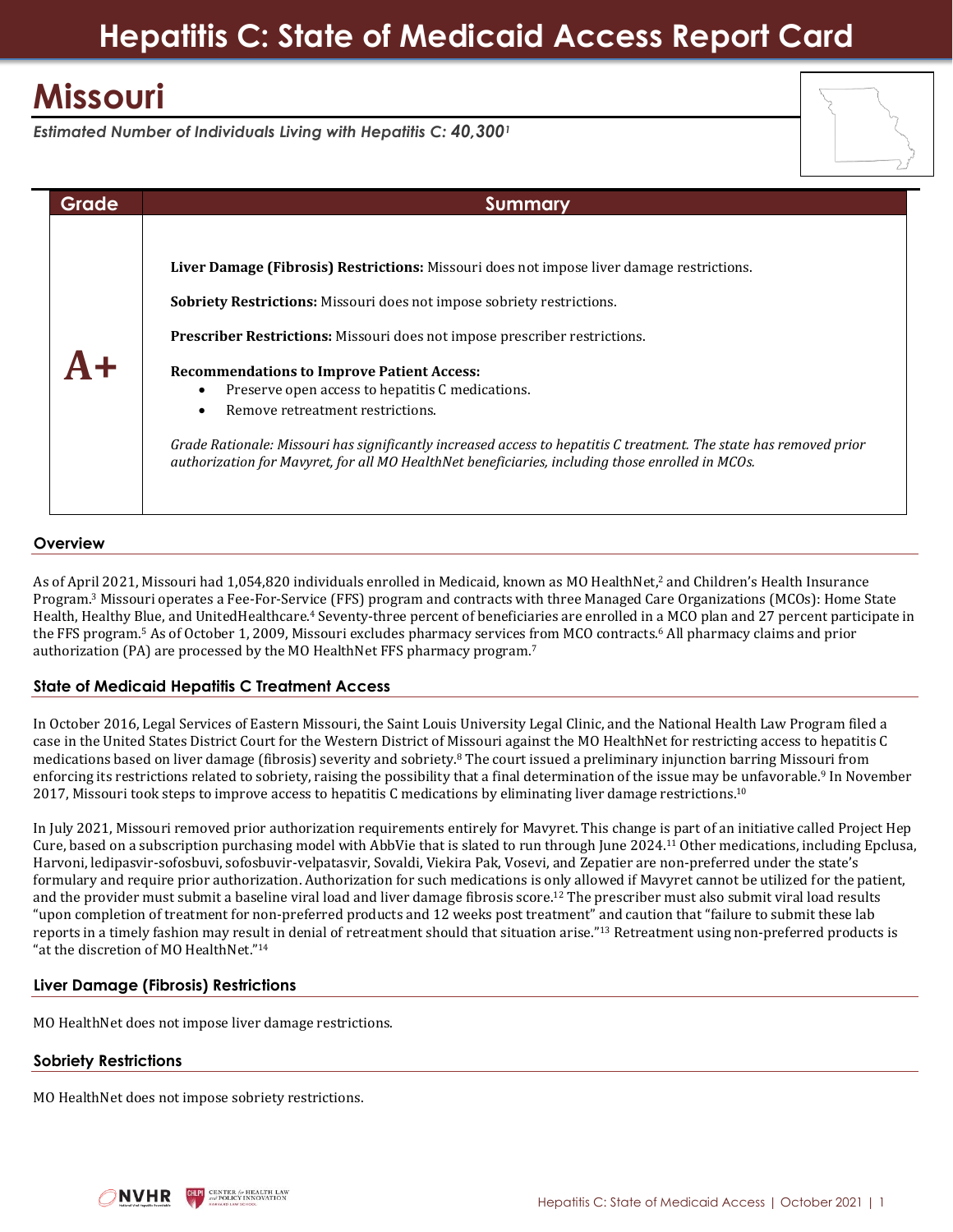# Hepatitis C: State of Medicaid Access Report Card

# Missouri

*Estimated Number of Individuals Living with Hepatitis C: **40,300**[1]*

| Grade | Summary |
|---|---|
| **A+** | **Liver Damage (Fibrosis) Restrictions:** Missouri does not impose liver damage restrictions.<br><br>**Sobriety Restrictions:** Missouri does not impose sobriety restrictions.<br><br>**Prescriber Restrictions:** Missouri does not impose prescriber restrictions.<br><br>**Recommendations to Improve Patient Access:**<br>• Preserve open access to hepatitis C medications.<br>• Remove retreatment restrictions.<br><br>*Grade Rationale: Missouri has significantly increased access to hepatitis C treatment. The state has removed prior authorization for Mavyret, for all MO HealthNet beneficiaries, including those enrolled in MCOs.* |

## Overview

As of April 2021, Missouri had 1,054,820 individuals enrolled in Medicaid, known as MO HealthNet,[2] and Children's Health Insurance Program.[3] Missouri operates a Fee-For-Service (FFS) program and contracts with three Managed Care Organizations (MCOs): Home State Health, Healthy Blue, and UnitedHealthcare.[4] Seventy-three percent of beneficiaries are enrolled in a MCO plan and 27 percent participate in the FFS program.[5] As of October 1, 2009, Missouri excludes pharmacy services from MCO contracts.[6] All pharmacy claims and prior authorization (PA) are processed by the MO HealthNet FFS pharmacy program.[7]

## State of Medicaid Hepatitis C Treatment Access

In October 2016, Legal Services of Eastern Missouri, the Saint Louis University Legal Clinic, and the National Health Law Program filed a case in the United States District Court for the Western District of Missouri against the MO HealthNet for restricting access to hepatitis C medications based on liver damage (fibrosis) severity and sobriety.[8] The court issued a preliminary injunction barring Missouri from enforcing its restrictions related to sobriety, raising the possibility that a final determination of the issue may be unfavorable.[9] In November 2017, Missouri took steps to improve access to hepatitis C medications by eliminating liver damage restrictions.[10]

In July 2021, Missouri removed prior authorization requirements entirely for Mavyret. This change is part of an initiative called Project Hep Cure, based on a subscription purchasing model with AbbVie that is slated to run through June 2024.[11] Other medications, including Epclusa, Harvoni, ledipasvir-sofosbuvir, sofosbuvir-velpatasvir, Sovaldi, Viekira Pak, Vosevi, and Zepatier are non-preferred under the state's formulary and require prior authorization. Authorization for such medications is only allowed if Mavyret cannot be utilized for the patient, and the provider must submit a baseline viral load and liver damage fibrosis score.[12] The prescriber must also submit viral load results "upon completion of treatment for non-preferred products and 12 weeks post treatment" and caution that "failure to submit these lab reports in a timely fashion may result in denial of retreatment should that situation arise."[13] Retreatment using non-preferred products is "at the discretion of MO HealthNet."[14]

## Liver Damage (Fibrosis) Restrictions

MO HealthNet does not impose liver damage restrictions.

## Sobriety Restrictions

MO HealthNet does not impose sobriety restrictions.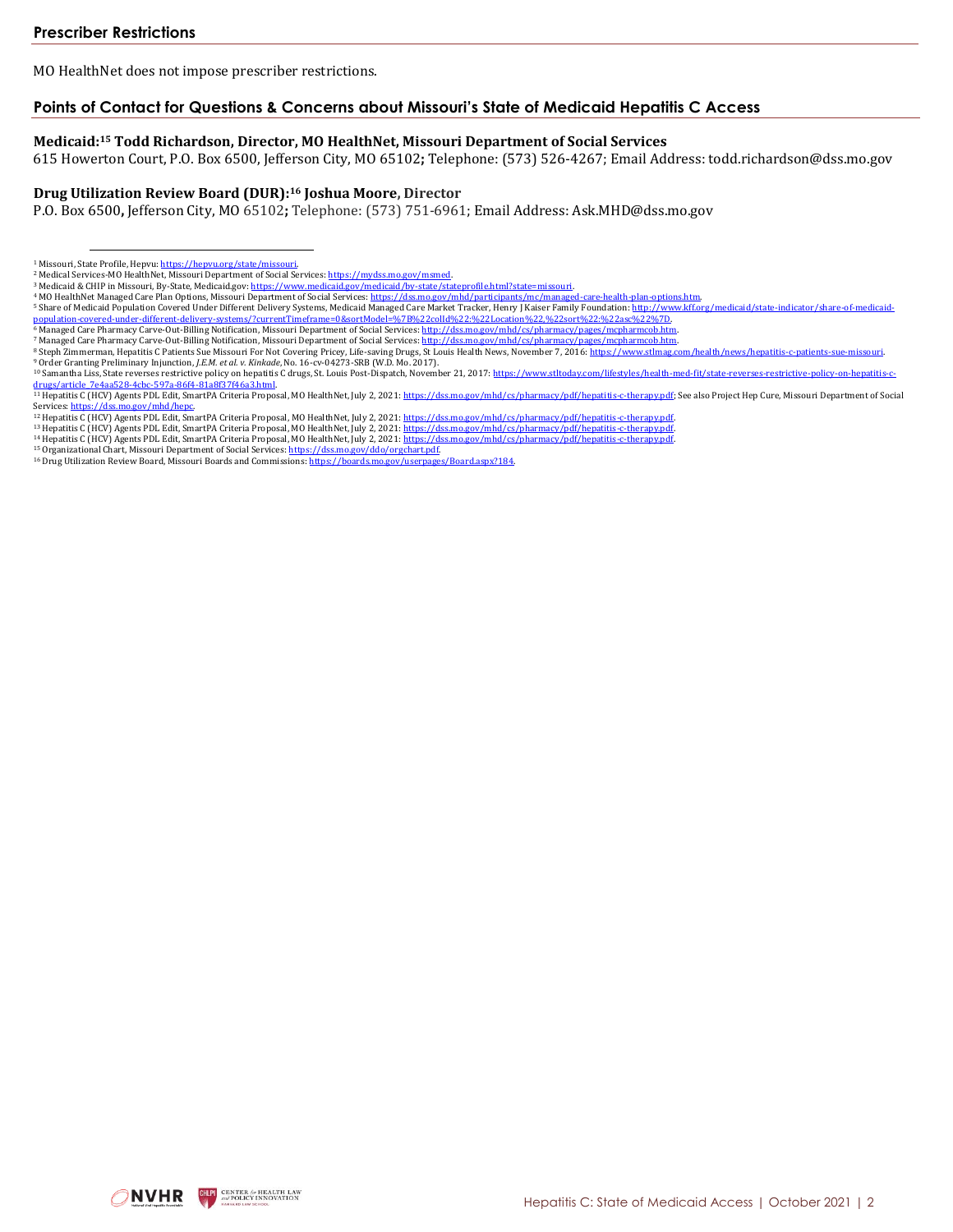## Prescriber Restrictions

MO HealthNet does not impose prescriber restrictions.

## Points of Contact for Questions & Concerns about Missouri's State of Medicaid Hepatitis C Access

**Medicaid:[15] Todd Richardson, Director, MO HealthNet, Missouri Department of Social Services**
615 Howerton Court, P.O. Box 6500, Jefferson City, MO 65102**;** Telephone: (573) 526-4267; Email Address: todd.richardson@dss.mo.gov

**Drug Utilization Review Board (DUR):[16] Joshua Moore, Director**
P.O. Box 6500**,** Jefferson City, MO 65102**;** Telephone: (573) 751-6961; Email Address: Ask.MHD@dss.mo.gov

---

[1] Missouri, State Profile, Hepvu: https://hepvu.org/state/missouri.
[2] Medical Services-MO HealthNet, Missouri Department of Social Services: https://mydss.mo.gov/msmed.
[3] Medicaid & CHIP in Missouri, By-State, Medicaid.gov: https://www.medicaid.gov/medicaid/by-state/stateprofile.html?state=missouri.
[4] MO HealthNet Managed Care Plan Options, Missouri Department of Social Services: https://dss.mo.gov/mhd/participants/mc/managed-care-health-plan-options.htm.
[5] Share of Medicaid Population Covered Under Different Delivery Systems, Medicaid Managed Care Market Tracker, Henry J Kaiser Family Foundation: http://www.kff.org/medicaid/state-indicator/share-of-medicaid-population-covered-under-different-delivery-systems/?currentTimeframe=0&sortModel=%7B%22colId%22:%22Location%22,%22sort%22:%22asc%22%7D.
[6] Managed Care Pharmacy Carve-Out-Billing Notification, Missouri Department of Social Services: http://dss.mo.gov/mhd/cs/pharmacy/pages/mcpharmcob.htm.
[7] Managed Care Pharmacy Carve-Out-Billing Notification, Missouri Department of Social Services: http://dss.mo.gov/mhd/cs/pharmacy/pages/mcpharmcob.htm.
[8] Steph Zimmerman, Hepatitis C Patients Sue Missouri For Not Covering Pricey, Life-saving Drugs, St Louis Health News, November 7, 2016: https://www.stlmag.com/health/news/hepatitis-c-patients-sue-missouri.
[9] Order Granting Preliminary Injunction, *J.E.M. et al. v. Kinkade*, No. 16-cv-04273-SRB (W.D. Mo. 2017).
[10] Samantha Liss, State reverses restrictive policy on hepatitis C drugs, St. Louis Post-Dispatch, November 21, 2017: https://www.stltoday.com/lifestyles/health-med-fit/state-reverses-restrictive-policy-on-hepatitis-c-drugs/article_7e4aa528-4cbc-597a-86f4-81a8f37f46a3.html.
[11] Hepatitis C (HCV) Agents PDL Edit, SmartPA Criteria Proposal, MO HealthNet, July 2, 2021: https://dss.mo.gov/mhd/cs/pharmacy/pdf/hepatitis-c-therapy.pdf; See also Project Hep Cure, Missouri Department of Social Services: https://dss.mo.gov/mhd/hepc.
[12] Hepatitis C (HCV) Agents PDL Edit, SmartPA Criteria Proposal, MO HealthNet, July 2, 2021: https://dss.mo.gov/mhd/cs/pharmacy/pdf/hepatitis-c-therapy.pdf.
[13] Hepatitis C (HCV) Agents PDL Edit, SmartPA Criteria Proposal, MO HealthNet, July 2, 2021: https://dss.mo.gov/mhd/cs/pharmacy/pdf/hepatitis-c-therapy.pdf.
[14] Hepatitis C (HCV) Agents PDL Edit, SmartPA Criteria Proposal, MO HealthNet, July 2, 2021: https://dss.mo.gov/mhd/cs/pharmacy/pdf/hepatitis-c-therapy.pdf.
[15] Organizational Chart, Missouri Department of Social Services: https://dss.mo.gov/ddo/orgchart.pdf.
[16] Drug Utilization Review Board, Missouri Boards and Commissions: https://boards.mo.gov/userpages/Board.aspx?184.